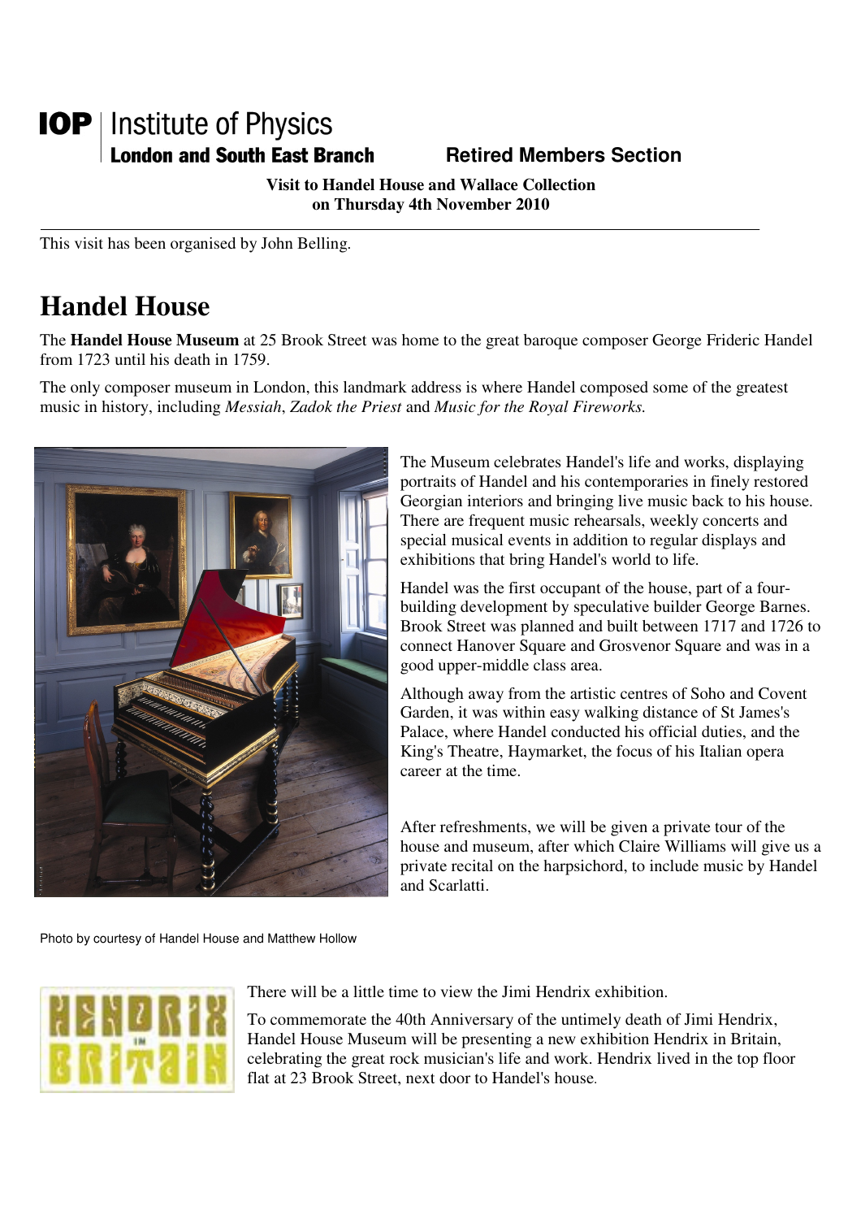**IOP** | Institute of Physics
**London and South East Branch**

**Retired Members Section**

**Visit to Handel House and Wallace Collection on Thursday 4th November 2010**

---

This visit has been organised by John Belling.

# Handel House

The **Handel House Museum** at 25 Brook Street was home to the great baroque composer George Frideric Handel from 1723 until his death in 1759.

The only composer museum in London, this landmark address is where Handel composed some of the greatest music in history, including *Messiah*, *Zadok the Priest* and *Music for the Royal Fireworks.*

The Museum celebrates Handel's life and works, displaying portraits of Handel and his contemporaries in finely restored Georgian interiors and bringing live music back to his house. There are frequent music rehearsals, weekly concerts and special musical events in addition to regular displays and exhibitions that bring Handel's world to life.

Handel was the first occupant of the house, part of a four-building development by speculative builder George Barnes. Brook Street was planned and built between 1717 and 1726 to connect Hanover Square and Grosvenor Square and was in a good upper-middle class area.

Although away from the artistic centres of Soho and Covent Garden, it was within easy walking distance of St James's Palace, where Handel conducted his official duties, and the King's Theatre, Haymarket, the focus of his Italian opera career at the time.

After refreshments, we will be given a private tour of the house and museum, after which Claire Williams will give us a private recital on the harpsichord, to include music by Handel and Scarlatti.

Photo by courtesy of Handel House and Matthew Hollow

There will be a little time to view the Jimi Hendrix exhibition.

To commemorate the 40th Anniversary of the untimely death of Jimi Hendrix, Handel House Museum will be presenting a new exhibition Hendrix in Britain, celebrating the great rock musician's life and work. Hendrix lived in the top floor flat at 23 Brook Street, next door to Handel's house.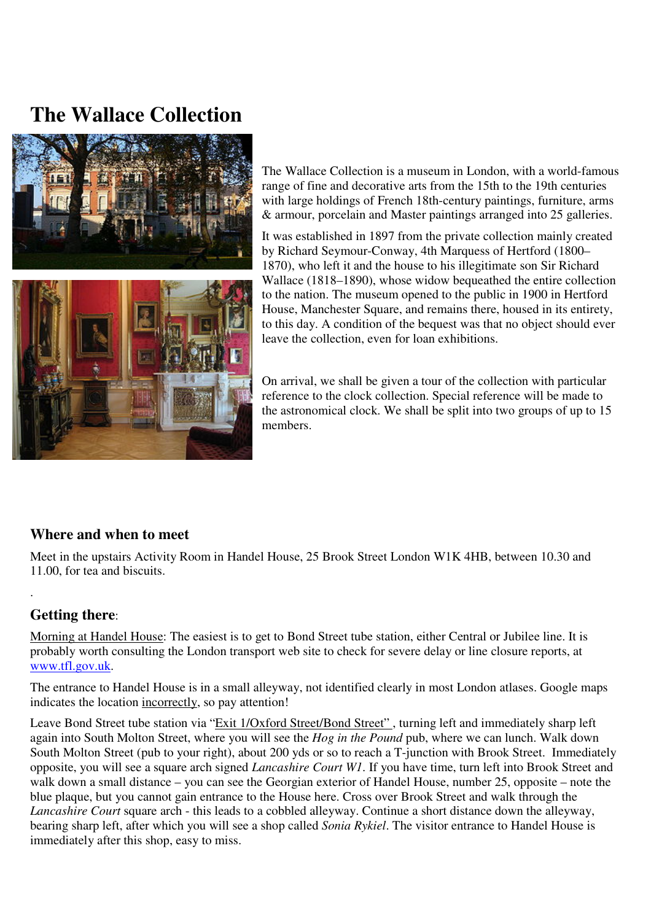# The Wallace Collection

The Wallace Collection is a museum in London, with a world-famous range of fine and decorative arts from the 15th to the 19th centuries with large holdings of French 18th-century paintings, furniture, arms & armour, porcelain and Master paintings arranged into 25 galleries.

It was established in 1897 from the private collection mainly created by Richard Seymour-Conway, 4th Marquess of Hertford (1800–1870), who left it and the house to his illegitimate son Sir Richard Wallace (1818–1890), whose widow bequeathed the entire collection to the nation. The museum opened to the public in 1900 in Hertford House, Manchester Square, and remains there, housed in its entirety, to this day. A condition of the bequest was that no object should ever leave the collection, even for loan exhibitions.

On arrival, we shall be given a tour of the collection with particular reference to the clock collection. Special reference will be made to the astronomical clock. We shall be split into two groups of up to 15 members.

### Where and when to meet

Meet in the upstairs Activity Room in Handel House, 25 Brook Street London W1K 4HB, between 10.30 and 11.00, for tea and biscuits.

.

### Getting there:

Morning at Handel House: The easiest is to get to Bond Street tube station, either Central or Jubilee line. It is probably worth consulting the London transport web site to check for severe delay or line closure reports, at www.tfl.gov.uk.

The entrance to Handel House is in a small alleyway, not identified clearly in most London atlases. Google maps indicates the location incorrectly, so pay attention!

Leave Bond Street tube station via "Exit 1/Oxford Street/Bond Street" , turning left and immediately sharp left again into South Molton Street, where you will see the *Hog in the Pound* pub, where we can lunch. Walk down South Molton Street (pub to your right), about 200 yds or so to reach a T-junction with Brook Street. Immediately opposite, you will see a square arch signed *Lancashire Court W1*. If you have time, turn left into Brook Street and walk down a small distance – you can see the Georgian exterior of Handel House, number 25, opposite – note the blue plaque, but you cannot gain entrance to the House here. Cross over Brook Street and walk through the *Lancashire Court* square arch - this leads to a cobbled alleyway. Continue a short distance down the alleyway, bearing sharp left, after which you will see a shop called *Sonia Rykiel*. The visitor entrance to Handel House is immediately after this shop, easy to miss.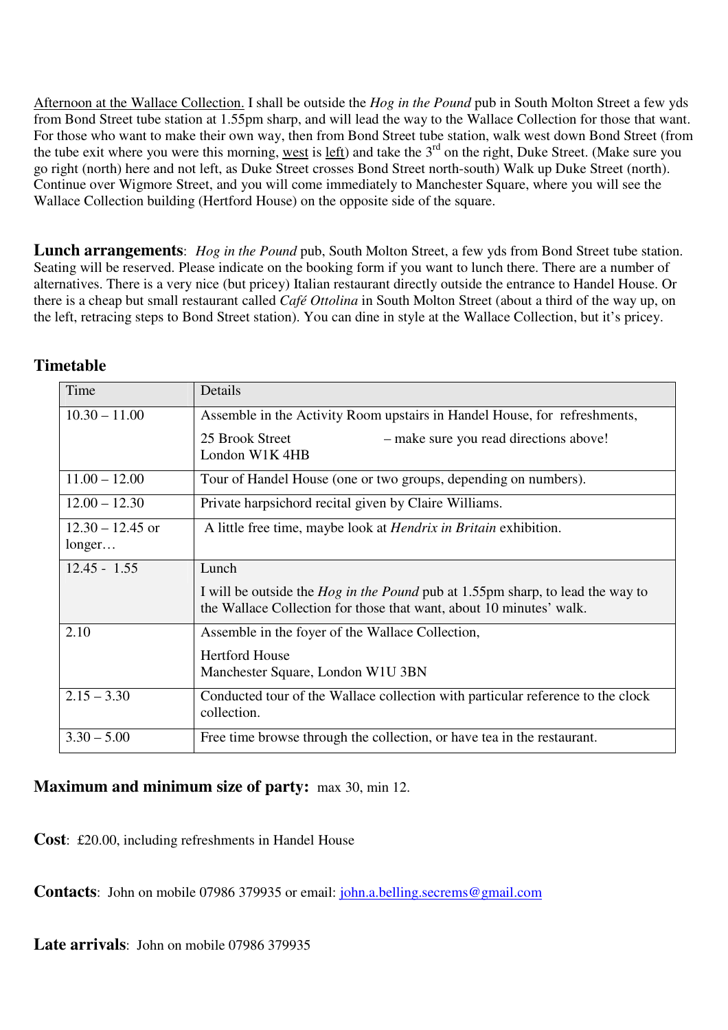Afternoon at the Wallace Collection. I shall be outside the *Hog in the Pound* pub in South Molton Street a few yds from Bond Street tube station at 1.55pm sharp, and will lead the way to the Wallace Collection for those that want. For those who want to make their own way, then from Bond Street tube station, walk west down Bond Street (from the tube exit where you were this morning, west is left) and take the 3rd on the right, Duke Street. (Make sure you go right (north) here and not left, as Duke Street crosses Bond Street north-south) Walk up Duke Street (north). Continue over Wigmore Street, and you will come immediately to Manchester Square, where you will see the Wallace Collection building (Hertford House) on the opposite side of the square.

**Lunch arrangements**: *Hog in the Pound* pub, South Molton Street, a few yds from Bond Street tube station. Seating will be reserved. Please indicate on the booking form if you want to lunch there. There are a number of alternatives. There is a very nice (but pricey) Italian restaurant directly outside the entrance to Handel House. Or there is a cheap but small restaurant called *Café Ottolina* in South Molton Street (about a third of the way up, on the left, retracing steps to Bond Street station). You can dine in style at the Wallace Collection, but it's pricey.

## Timetable

| Time | Details |
|---|---|
| 10.30 – 11.00 | Assemble in the Activity Room upstairs in Handel House, for refreshments,<br>25 Brook Street – make sure you read directions above!<br>London W1K 4HB |
| 11.00 – 12.00 | Tour of Handel House (one or two groups, depending on numbers). |
| 12.00 – 12.30 | Private harpsichord recital given by Claire Williams. |
| 12.30 – 12.45 or longer… | A little free time, maybe look at *Hendrix in Britain* exhibition. |
| 12.45 - 1.55 | Lunch<br>I will be outside the *Hog in the Pound* pub at 1.55pm sharp, to lead the way to the Wallace Collection for those that want, about 10 minutes' walk. |
| 2.10 | Assemble in the foyer of the Wallace Collection,<br>Hertford House<br>Manchester Square, London W1U 3BN |
| 2.15 – 3.30 | Conducted tour of the Wallace collection with particular reference to the clock collection. |
| 3.30 – 5.00 | Free time browse through the collection, or have tea in the restaurant. |

**Maximum and minimum size of party:** max 30, min 12.

**Cost**: £20.00, including refreshments in Handel House

**Contacts**: John on mobile 07986 379935 or email: john.a.belling.secrems@gmail.com

**Late arrivals**: John on mobile 07986 379935